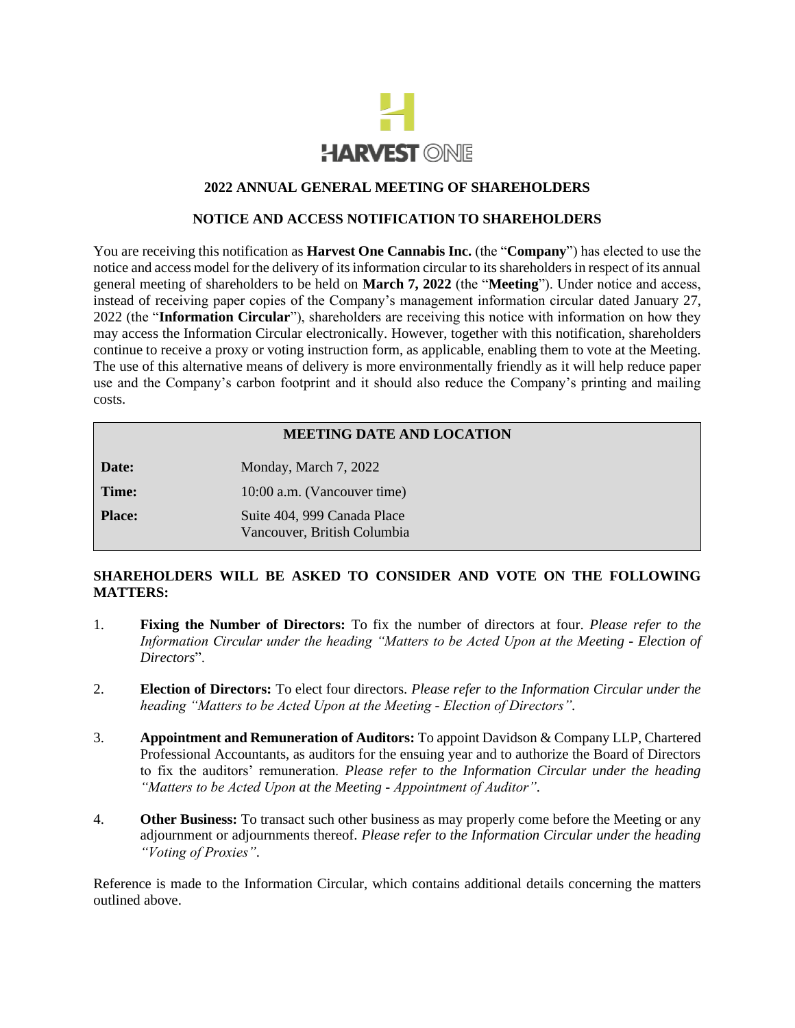HARVEST ONE

## 2022 ANNUAL GENERAL MEETING OF SHAREHOLDERS

## NOTICE AND ACCESS NOTIFICATION TO SHAREHOLDERS

You are receiving this notification as **Harvest One Cannabis Inc.** (the "**Company**") has elected to use the notice and access model for the delivery of its information circular to its shareholders in respect of its annual general meeting of shareholders to be held on **March 7, 2022** (the "**Meeting**"). Under notice and access, instead of receiving paper copies of the Company's management information circular dated January 27, 2022 (the "**Information Circular**"), shareholders are receiving this notice with information on how they may access the Information Circular electronically. However, together with this notification, shareholders continue to receive a proxy or voting instruction form, as applicable, enabling them to vote at the Meeting. The use of this alternative means of delivery is more environmentally friendly as it will help reduce paper use and the Company's carbon footprint and it should also reduce the Company's printing and mailing costs.

| MEETING DATE AND LOCATION | |
|---|---|
| **Date:** | Monday, March 7, 2022 |
| **Time:** | 10:00 a.m. (Vancouver time) |
| **Place:** | Suite 404, 999 Canada Place<br>Vancouver, British Columbia |

**SHAREHOLDERS WILL BE ASKED TO CONSIDER AND VOTE ON THE FOLLOWING MATTERS:**

1. **Fixing the Number of Directors:** To fix the number of directors at four. *Please refer to the Information Circular under the heading "Matters to be Acted Upon at the Meeting - Election of Directors*".

2. **Election of Directors:** To elect four directors. *Please refer to the Information Circular under the heading "Matters to be Acted Upon at the Meeting - Election of Directors".*

3. **Appointment and Remuneration of Auditors:** To appoint Davidson & Company LLP, Chartered Professional Accountants, as auditors for the ensuing year and to authorize the Board of Directors to fix the auditors' remuneration. *Please refer to the Information Circular under the heading "Matters to be Acted Upon at the Meeting - Appointment of Auditor".*

4. **Other Business:** To transact such other business as may properly come before the Meeting or any adjournment or adjournments thereof. *Please refer to the Information Circular under the heading "Voting of Proxies".*

Reference is made to the Information Circular, which contains additional details concerning the matters outlined above.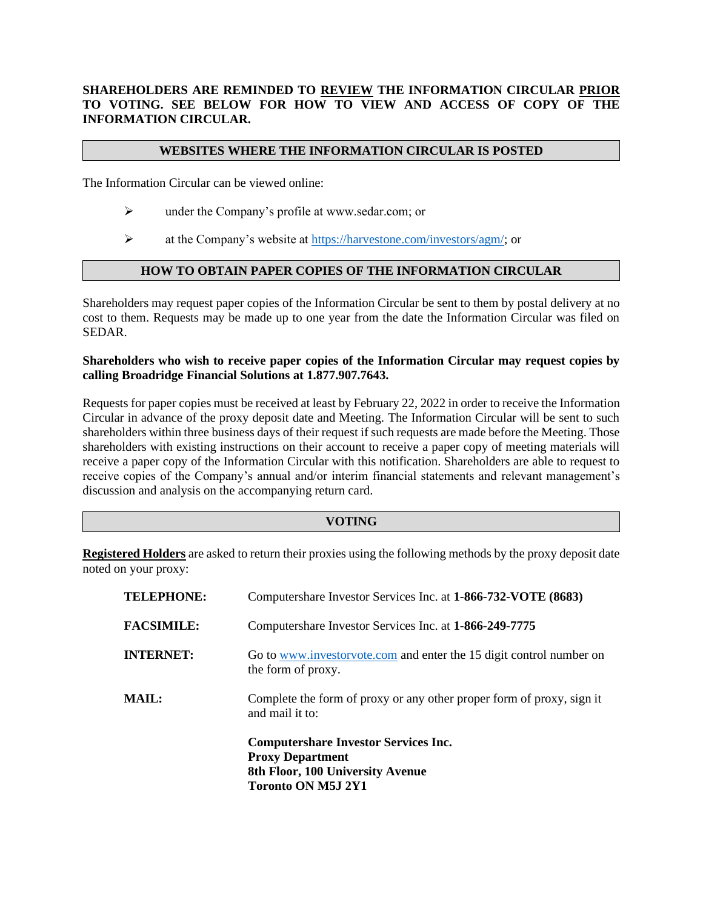**SHAREHOLDERS ARE REMINDED TO <u>REVIEW</u> THE INFORMATION CIRCULAR <u>PRIOR</u> TO VOTING. SEE BELOW FOR HOW TO VIEW AND ACCESS OF COPY OF THE INFORMATION CIRCULAR.**

## WEBSITES WHERE THE INFORMATION CIRCULAR IS POSTED

The Information Circular can be viewed online:

- under the Company's profile at www.sedar.com; or
- at the Company's website at https://harvestone.com/investors/agm/; or

## HOW TO OBTAIN PAPER COPIES OF THE INFORMATION CIRCULAR

Shareholders may request paper copies of the Information Circular be sent to them by postal delivery at no cost to them. Requests may be made up to one year from the date the Information Circular was filed on SEDAR.

**Shareholders who wish to receive paper copies of the Information Circular may request copies by calling Broadridge Financial Solutions at 1.877.907.7643.**

Requests for paper copies must be received at least by February 22, 2022 in order to receive the Information Circular in advance of the proxy deposit date and Meeting. The Information Circular will be sent to such shareholders within three business days of their request if such requests are made before the Meeting. Those shareholders with existing instructions on their account to receive a paper copy of meeting materials will receive a paper copy of the Information Circular with this notification. Shareholders are able to request to receive copies of the Company's annual and/or interim financial statements and relevant management's discussion and analysis on the accompanying return card.

## VOTING

**<u>Registered Holders</u>** are asked to return their proxies using the following methods by the proxy deposit date noted on your proxy:

**TELEPHONE:** Computershare Investor Services Inc. at **1-866-732-VOTE (8683)**

**FACSIMILE:** Computershare Investor Services Inc. at **1-866-249-7775**

**INTERNET:** Go to www.investorvote.com and enter the 15 digit control number on the form of proxy.

**MAIL:** Complete the form of proxy or any other proper form of proxy, sign it and mail it to:

**Computershare Investor Services Inc.**
**Proxy Department**
**8th Floor, 100 University Avenue**
**Toronto ON M5J 2Y1**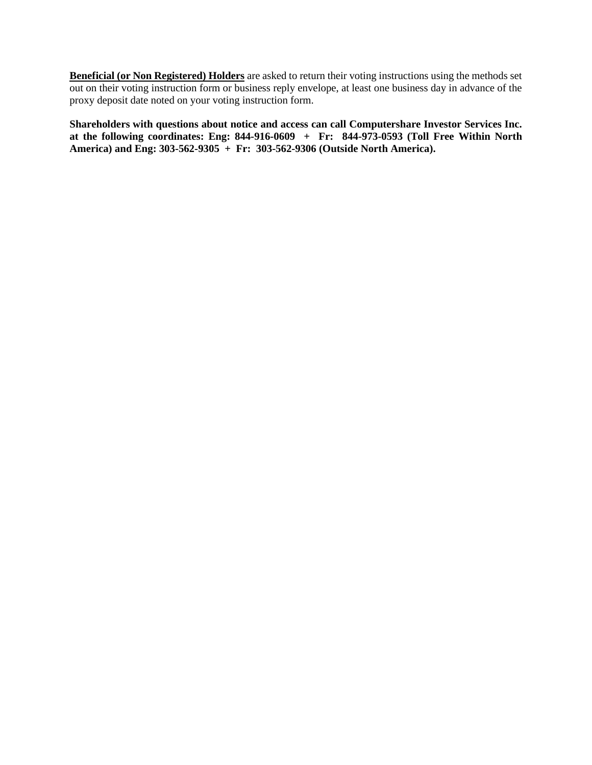**Beneficial (or Non Registered) Holders** are asked to return their voting instructions using the methods set out on their voting instruction form or business reply envelope, at least one business day in advance of the proxy deposit date noted on your voting instruction form.

**Shareholders with questions about notice and access can call Computershare Investor Services Inc. at the following coordinates: Eng: 844-916-0609 + Fr: 844-973-0593 (Toll Free Within North America) and Eng: 303-562-9305 + Fr: 303-562-9306 (Outside North America).**